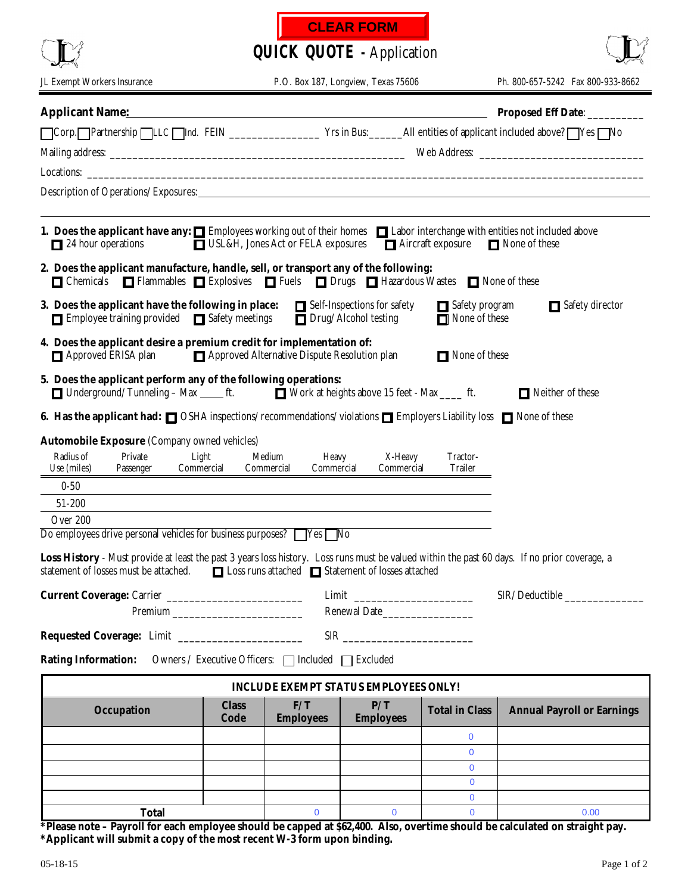CLEAR FORM

# QUICK QUOTE - Application

JL Exempt Workers Insurance P.O. Box 187, Longview, Texas 75606 Ph. 800-657-5242 Fax 800-933-8662

**Applicant Name:** ______________________________ **Proposed Eff Date**: _________

☐ Corp. ☐ Partnership ☐ LLC ☐ Ind. FEIN _______________ Yrs in Bus: ______ All entities of applicant included above? ☐ Yes ☐ No

Mailing address: ______________________________ Web Address: ______________________________

Locations: ______________________________

Description of Operations/Exposures: ______________________________

**1. Does the applicant have any:** ☐ Employees working out of their homes ☐ Labor interchange with entities not included above ☐ 24 hour operations ☐ USL&H, Jones Act or FELA exposures ☐ Aircraft exposure ☐ None of these

**2. Does the applicant manufacture, handle, sell, or transport any of the following:** ☐ Chemicals ☐ Flammables ☐ Explosives ☐ Fuels ☐ Drugs ☐ Hazardous Wastes ☐ None of these

**3. Does the applicant have the following in place:** ☐ Self-Inspections for safety ☐ Safety program ☐ Safety director ☐ Employee training provided ☐ Safety meetings ☐ Drug/Alcohol testing ☐ None of these

**4. Does the applicant desire a premium credit for implementation of:** ☐ Approved ERISA plan ☐ Approved Alternative Dispute Resolution plan ☐ None of these

**5. Does the applicant perform any of the following operations:** ☐ Underground/Tunneling – Max _____ ft. ☐ Work at heights above 15 feet - Max ____ ft. ☐ Neither of these

**6. Has the applicant had:** ☐ OSHA inspections/recommendations/violations ☐ Employers Liability loss ☐ None of these

**Automobile Exposure** (Company owned vehicles)

| Radius of Use (miles) | Private Passenger | Light Commercial | Medium Commercial | Heavy Commercial | X-Heavy Commercial | Tractor-Trailer |
|---|---|---|---|---|---|---|
| 0-50 | | | | | | |
| 51-200 | | | | | | |
| Over 200 | | | | | | |

Do employees drive personal vehicles for business purposes? ☐ Yes ☐ No

**Loss History** - Must provide at least the past 3 years loss history. Loss runs must be valued within the past 60 days. If no prior coverage, a statement of losses must be attached. ☐ Loss runs attached ☐ Statement of losses attached

**Current Coverage:** Carrier ______________________ Limit ____________________ SIR/Deductible ______________

Premium ______________________ Renewal Date________________

**Requested Coverage:** Limit _____________________ SIR ______________________

**Rating Information:** Owners / Executive Officers: ☐ Included ☐ Excluded

| INCLUDE EXEMPT STATUS EMPLOYEES ONLY! | | | | | |
|---|---|---|---|---|---|
| **Occupation** | **Class Code** | **F/T Employees** | **P/T Employees** | **Total in Class** | **Annual Payroll or Earnings** |
| | | | | 0 | |
| | | | | 0 | |
| | | | | 0 | |
| | | | | 0 | |
| | | | | 0 | |
| **Total** | | 0 | 0 | 0 | 0.00 |

**\*Please note – Payroll for each employee should be capped at $62,400. Also, overtime should be calculated on straight pay.**
**\*Applicant will submit a copy of the most recent W-3 form upon binding.**

05-18-15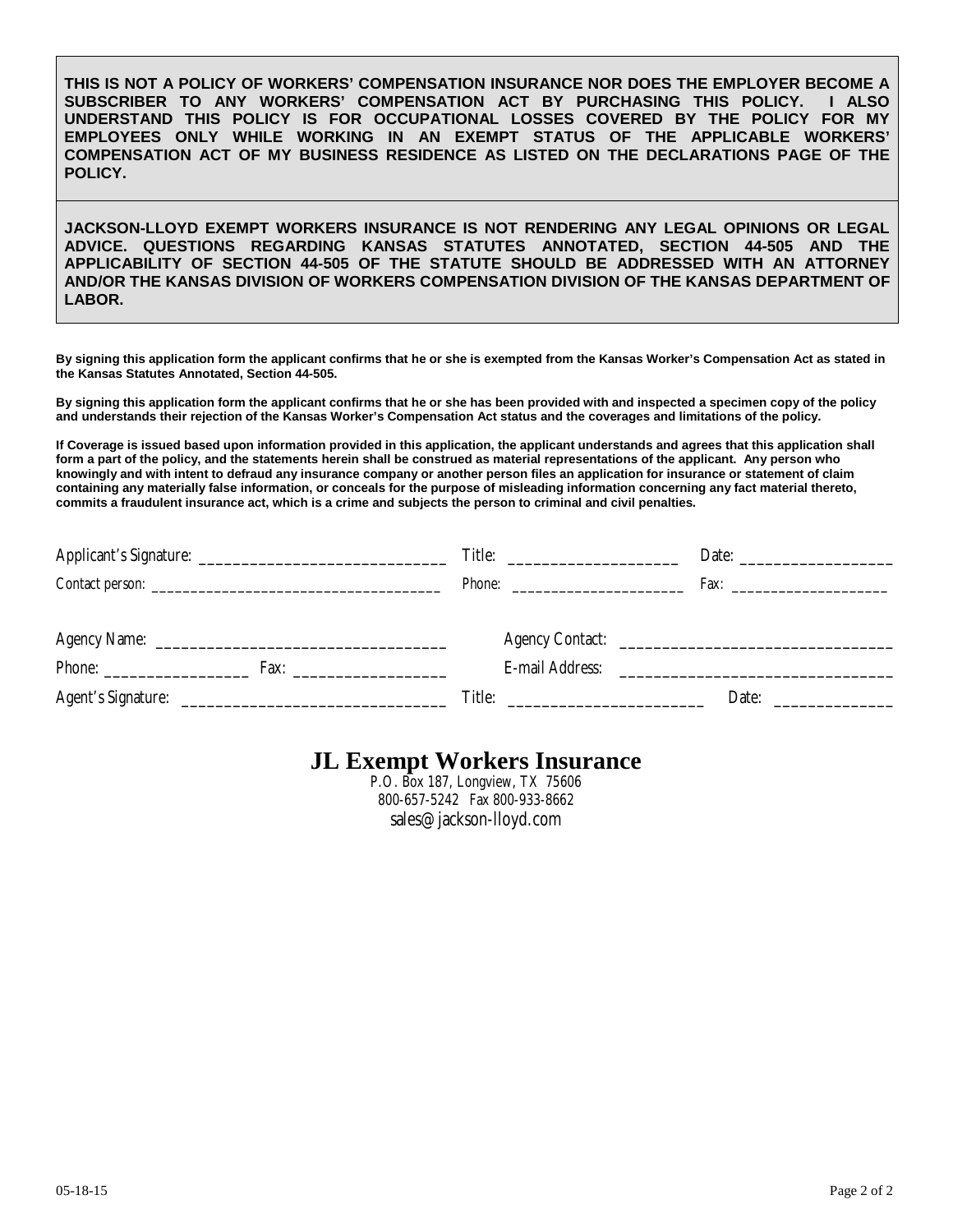**THIS IS NOT A POLICY OF WORKERS' COMPENSATION INSURANCE NOR DOES THE EMPLOYER BECOME A SUBSCRIBER TO ANY WORKERS' COMPENSATION ACT BY PURCHASING THIS POLICY. I ALSO UNDERSTAND THIS POLICY IS FOR OCCUPATIONAL LOSSES COVERED BY THE POLICY FOR MY EMPLOYEES ONLY WHILE WORKING IN AN EXEMPT STATUS OF THE APPLICABLE WORKERS' COMPENSATION ACT OF MY BUSINESS RESIDENCE AS LISTED ON THE DECLARATIONS PAGE OF THE POLICY.**

**JACKSON-LLOYD EXEMPT WORKERS INSURANCE IS NOT RENDERING ANY LEGAL OPINIONS OR LEGAL ADVICE. QUESTIONS REGARDING KANSAS STATUTES ANNOTATED, SECTION 44-505 AND THE APPLICABILITY OF SECTION 44-505 OF THE STATUTE SHOULD BE ADDRESSED WITH AN ATTORNEY AND/OR THE KANSAS DIVISION OF WORKERS COMPENSATION DIVISION OF THE KANSAS DEPARTMENT OF LABOR.**

**By signing this application form the applicant confirms that he or she is exempted from the Kansas Worker's Compensation Act as stated in the Kansas Statutes Annotated, Section 44-505.**

**By signing this application form the applicant confirms that he or she has been provided with and inspected a specimen copy of the policy and understands their rejection of the Kansas Worker's Compensation Act status and the coverages and limitations of the policy.**

**If Coverage is issued based upon information provided in this application, the applicant understands and agrees that this application shall form a part of the policy, and the statements herein shall be construed as material representations of the applicant. Any person who knowingly and with intent to defraud any insurance company or another person files an application for insurance or statement of claim containing any materially false information, or conceals for the purpose of misleading information concerning any fact material thereto, commits a fraudulent insurance act, which is a crime and subjects the person to criminal and civil penalties.**

Applicant's Signature: ______________________________ Title: ____________________ Date: __________________

Contact person: ______________________________________ Phone: ______________________ Fax: ____________________

Agency Name: ___________________________________ Agency Contact: _________________________________

Phone: _________________ Fax: __________________ E-mail Address: _________________________________

Agent's Signature: ________________________________ Title: _______________________ Date: ______________

# JL Exempt Workers Insurance

P.O. Box 187, Longview, TX 75606
800-657-5242 Fax 800-933-8662
sales@jackson-lloyd.com

05-18-15